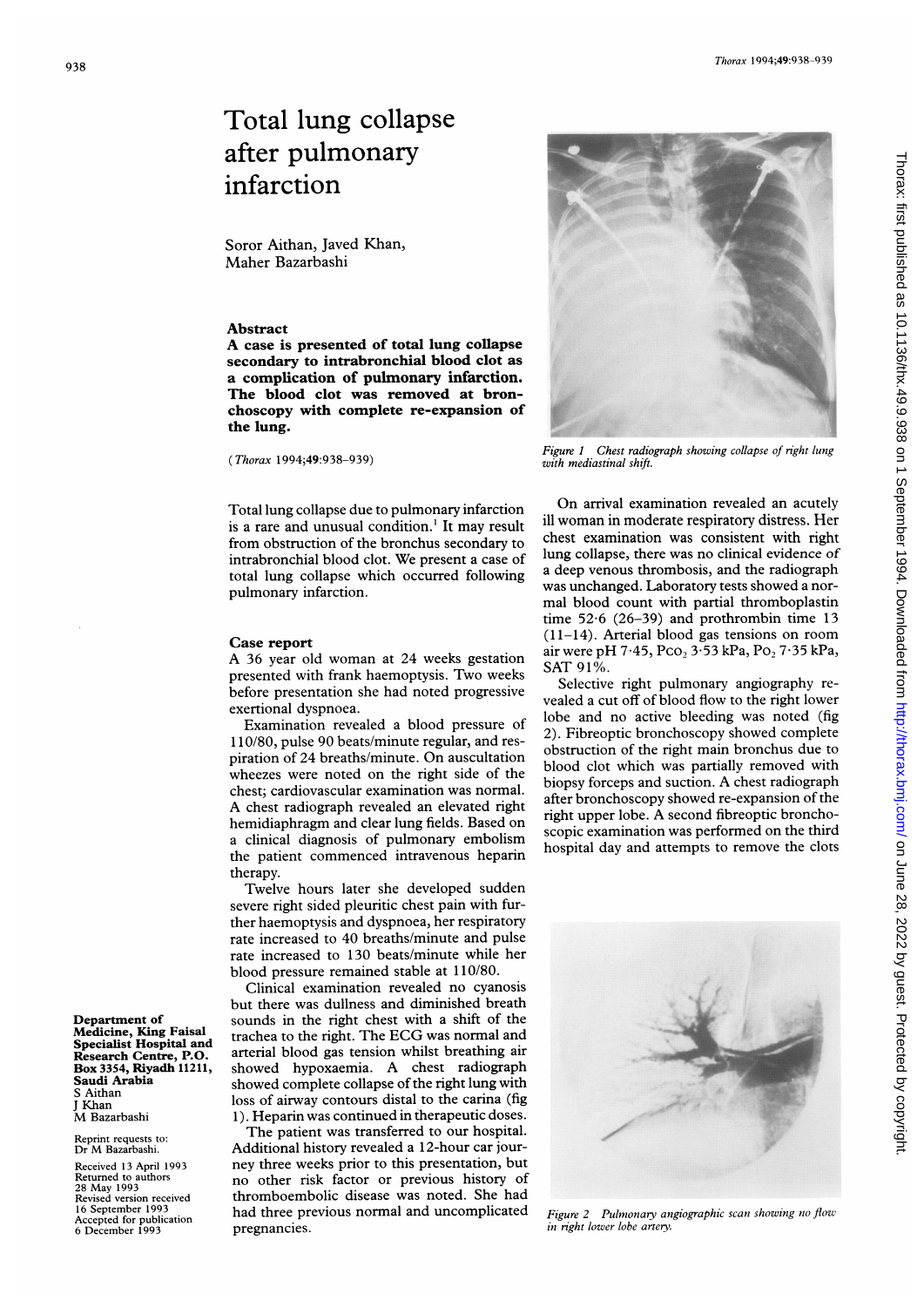# Total lung collapse after pulmonary infarction

Soror Aithan, Javed Khan, Maher Bazarbashi

## Abstract

**A case is presented of total lung collapse secondary to intrabronchial blood clot as a complication of pulmonary infarction. The blood clot was removed at bronchoscopy with complete re-expansion of the lung.**

(*Thorax* 1994;**49**:938–939)

Total lung collapse due to pulmonary infarction is a rare and unusual condition.[1] It may result from obstruction of the bronchus secondary to intrabronchial blood clot. We present a case of total lung collapse which occurred following pulmonary infarction.

## Case report

A 36 year old woman at 24 weeks gestation presented with frank haemoptysis. Two weeks before presentation she had noted progressive exertional dyspnoea.

Examination revealed a blood pressure of 110/80, pulse 90 beats/minute regular, and respiration of 24 breaths/minute. On auscultation wheezes were noted on the right side of the chest; cardiovascular examination was normal. A chest radiograph revealed an elevated right hemidiaphragm and clear lung fields. Based on a clinical diagnosis of pulmonary embolism the patient commenced intravenous heparin therapy.

Twelve hours later she developed sudden severe right sided pleuritic chest pain with further haemoptysis and dyspnoea, her respiratory rate increased to 40 breaths/minute and pulse rate increased to 130 beats/minute while her blood pressure remained stable at 110/80.

Clinical examination revealed no cyanosis but there was dullness and diminished breath sounds in the right chest with a shift of the trachea to the right. The ECG was normal and arterial blood gas tension whilst breathing air showed hypoxaemia. A chest radiograph showed complete collapse of the right lung with loss of airway contours distal to the carina (fig 1). Heparin was continued in therapeutic doses.

The patient was transferred to our hospital. Additional history revealed a 12-hour car journey three weeks prior to this presentation, but no other risk factor or previous history of thromboembolic disease was noted. She had had three previous normal and uncomplicated pregnancies.

**Department of Medicine, King Faisal Specialist Hospital and Research Centre, P.O. Box 3354, Riyadh 11211, Saudi Arabia**
S Aithan
J Khan
M Bazarbashi

Reprint requests to:
Dr M Bazarbashi.

Received 13 April 1993
Returned to authors 28 May 1993
Revised version received 16 September 1993
Accepted for publication 6 December 1993

*Figure 1 Chest radiograph showing collapse of right lung with mediastinal shift.*

On arrival examination revealed an acutely ill woman in moderate respiratory distress. Her chest examination was consistent with right lung collapse, there was no clinical evidence of a deep venous thrombosis, and the radiograph was unchanged. Laboratory tests showed a normal blood count with partial thromboplastin time 52·6 (26–39) and prothrombin time 13 (11–14). Arterial blood gas tensions on room air were pH 7·45, $P\text{CO}_2$ 3·53 kPa, $P\text{O}_2$ 7·35 kPa, SAT 91%.

Selective right pulmonary angiography revealed a cut off of blood flow to the right lower lobe and no active bleeding was noted (fig 2). Fibreoptic bronchoscopy showed complete obstruction of the right main bronchus due to blood clot which was partially removed with biopsy forceps and suction. A chest radiograph after bronchoscopy showed re-expansion of the right upper lobe. A second fibreoptic bronchoscopic examination was performed on the third hospital day and attempts to remove the clots

*Figure 2 Pulmonary angiographic scan showing no flow in right lower lobe artery.*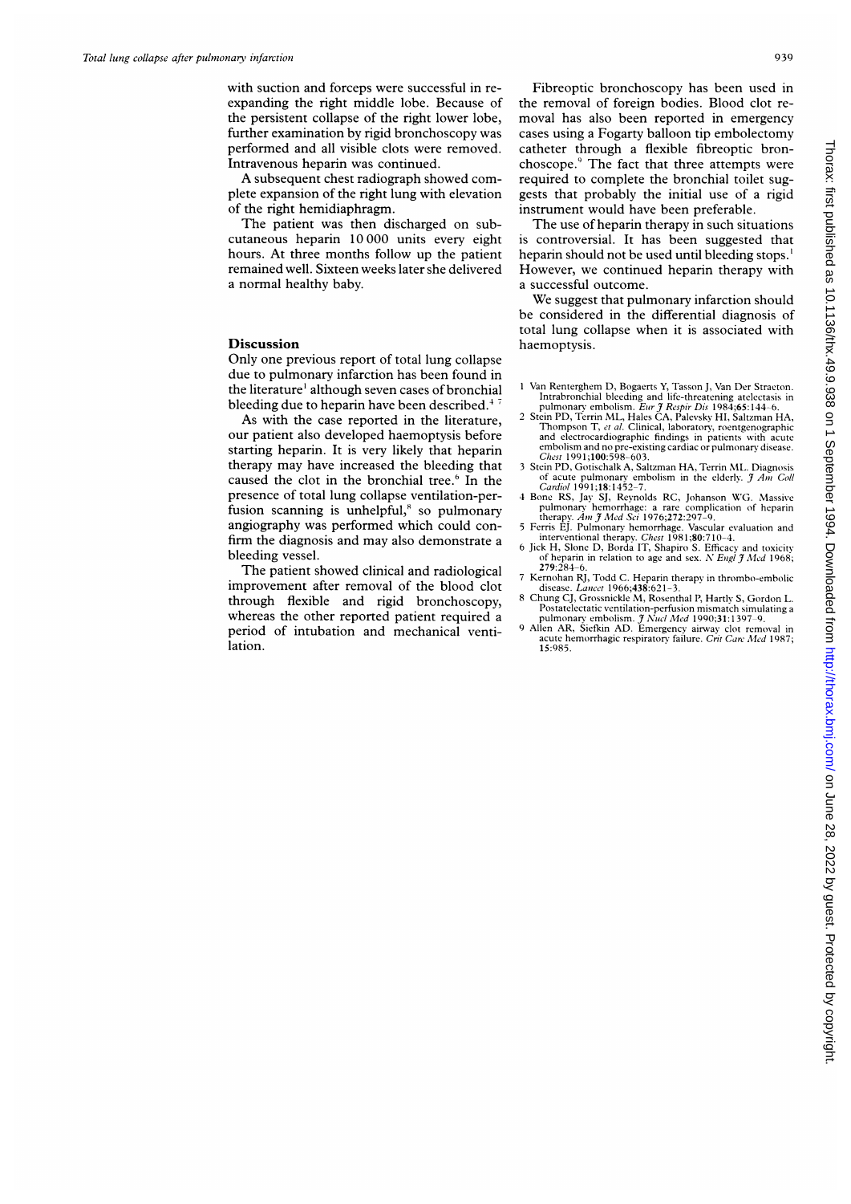with suction and forceps were successful in re-expanding the right middle lobe. Because of the persistent collapse of the right lower lobe, further examination by rigid bronchoscopy was performed and all visible clots were removed. Intravenous heparin was continued.

A subsequent chest radiograph showed complete expansion of the right lung with elevation of the right hemidiaphragm.

The patient was then discharged on subcutaneous heparin 10 000 units every eight hours. At three months follow up the patient remained well. Sixteen weeks later she delivered a normal healthy baby.

## Discussion

Only one previous report of total lung collapse due to pulmonary infarction has been found in the literature[1] although seven cases of bronchial bleeding due to heparin have been described.[4 7]

As with the case reported in the literature, our patient also developed haemoptysis before starting heparin. It is very likely that heparin therapy may have increased the bleeding that caused the clot in the bronchial tree.[6] In the presence of total lung collapse ventilation-perfusion scanning is unhelpful,[8] so pulmonary angiography was performed which could confirm the diagnosis and may also demonstrate a bleeding vessel.

The patient showed clinical and radiological improvement after removal of the blood clot through flexible and rigid bronchoscopy, whereas the other reported patient required a period of intubation and mechanical ventilation.

Fibreoptic bronchoscopy has been used in the removal of foreign bodies. Blood clot removal has also been reported in emergency cases using a Fogarty balloon tip embolectomy catheter through a flexible fibreoptic bronchoscope.[9] The fact that three attempts were required to complete the bronchial toilet suggests that probably the initial use of a rigid instrument would have been preferable.

The use of heparin therapy in such situations is controversial. It has been suggested that heparin should not be used until bleeding stops.[1] However, we continued heparin therapy with a successful outcome.

We suggest that pulmonary infarction should be considered in the differential diagnosis of total lung collapse when it is associated with haemoptysis.

1 Van Renterghem D, Bogaerts Y, Tasson J, Van Der Straeton. Intrabronchial bleeding and life-threatening atelectasis in pulmonary embolism. *Eur J Respir Dis* 1984;**65**:144–6.
2 Stein PD, Terrin ML, Hales CA, Palevsky HI, Saltzman HA, Thompson T, *et al*. Clinical, laboratory, roentgenographic and electrocardiographic findings in patients with acute embolism and no pre-existing cardiac or pulmonary disease. *Chest* 1991;**100**:598–603.
3 Stein PD, Gotischalk A, Saltzman HA, Terrin ML. Diagnosis of acute pulmonary embolism in the elderly. *J Am Coll Cardiol* 1991;**18**:1452–7.
4 Bone RS, Jay SJ, Reynolds RC, Johanson WG. Massive pulmonary hemorrhage: a rare complication of heparin therapy. *Am J Med Sci* 1976;**272**:297–9.
5 Ferris EJ. Pulmonary hemorrhage. Vascular evaluation and interventional therapy. *Chest* 1981;**80**:710–4.
6 Jick H, Slone D, Borda IT, Shapiro S. Efficacy and toxicity of heparin in relation to age and sex. *N Engl J Med* 1968; **279**:284–6.
7 Kernohan RJ, Todd C. Heparin therapy in thrombo-embolic disease. *Lancet* 1966;**438**:621–3.
8 Chung CJ, Grossnickle M, Rosenthal P, Hartly S, Gordon L. Postatelectatic ventilation-perfusion mismatch simulating a pulmonary embolism. *J Nucl Med* 1990;**31**:1397–9.
9 Allen AR, Siefkin AD. Emergency airway clot removal in acute hemorrhagic respiratory failure. *Crit Care Med* 1987; **15**:985.